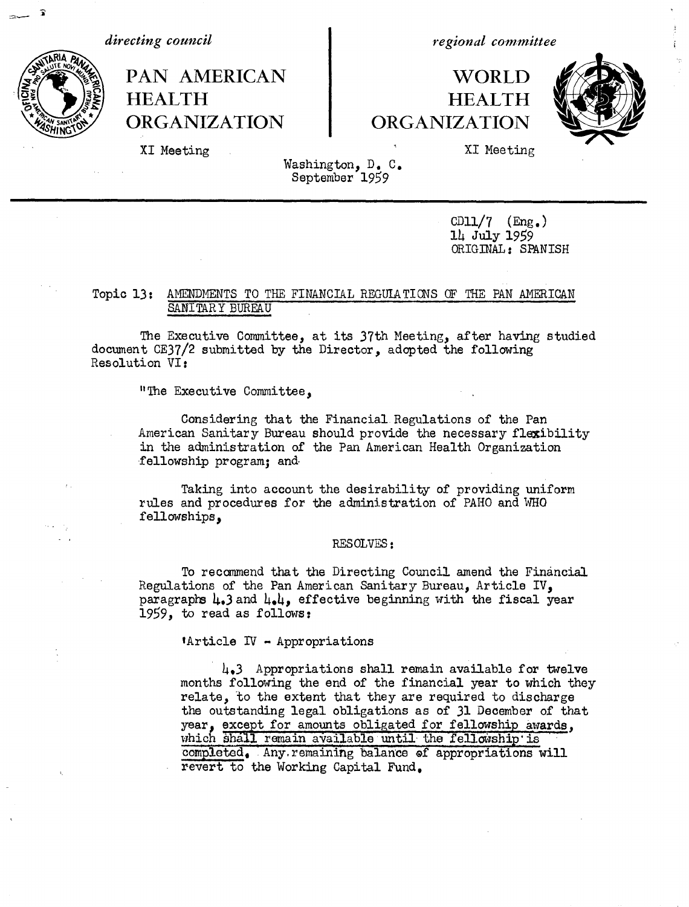*directing council*

**PAN AMERICAN HEALTH ORGANIZATION**

XI Meeting

*regional committee*

**WORLD HEALTH ORGANIZATION**

XI Meeting

Washington, D. C.
September 1959

CD11/7 (Eng.)
14 July 1959
ORIGINAL: SPANISH

Topic 13: AMENDMENTS TO THE FINANCIAL REGULATIONS OF THE PAN AMERICAN SANITARY BUREAU

The Executive Committee, at its 37th Meeting, after having studied document CE37/2 submitted by the Director, adopted the following Resolution VI:

"The Executive Committee,

Considering that the Financial Regulations of the Pan American Sanitary Bureau should provide the necessary flexibility in the administration of the Pan American Health Organization fellowship program; and

Taking into account the desirability of providing uniform rules and procedures for the administration of PAHO and WHO fellowships,

RESOLVES:

To recommend that the Directing Council amend the Financial Regulations of the Pan American Sanitary Bureau, Article IV, paragraphs 4.3 and 4.4, effective beginning with the fiscal year 1959, to read as follows:

'Article IV - Appropriations

4.3 Appropriations shall remain available for twelve months following the end of the financial year to which they relate, to the extent that they are required to discharge the outstanding legal obligations as of 31 December of that year, except for amounts obligated for fellowship awards, which shall remain available until the fellowship is completed. Any remaining balance of appropriations will revert to the Working Capital Fund.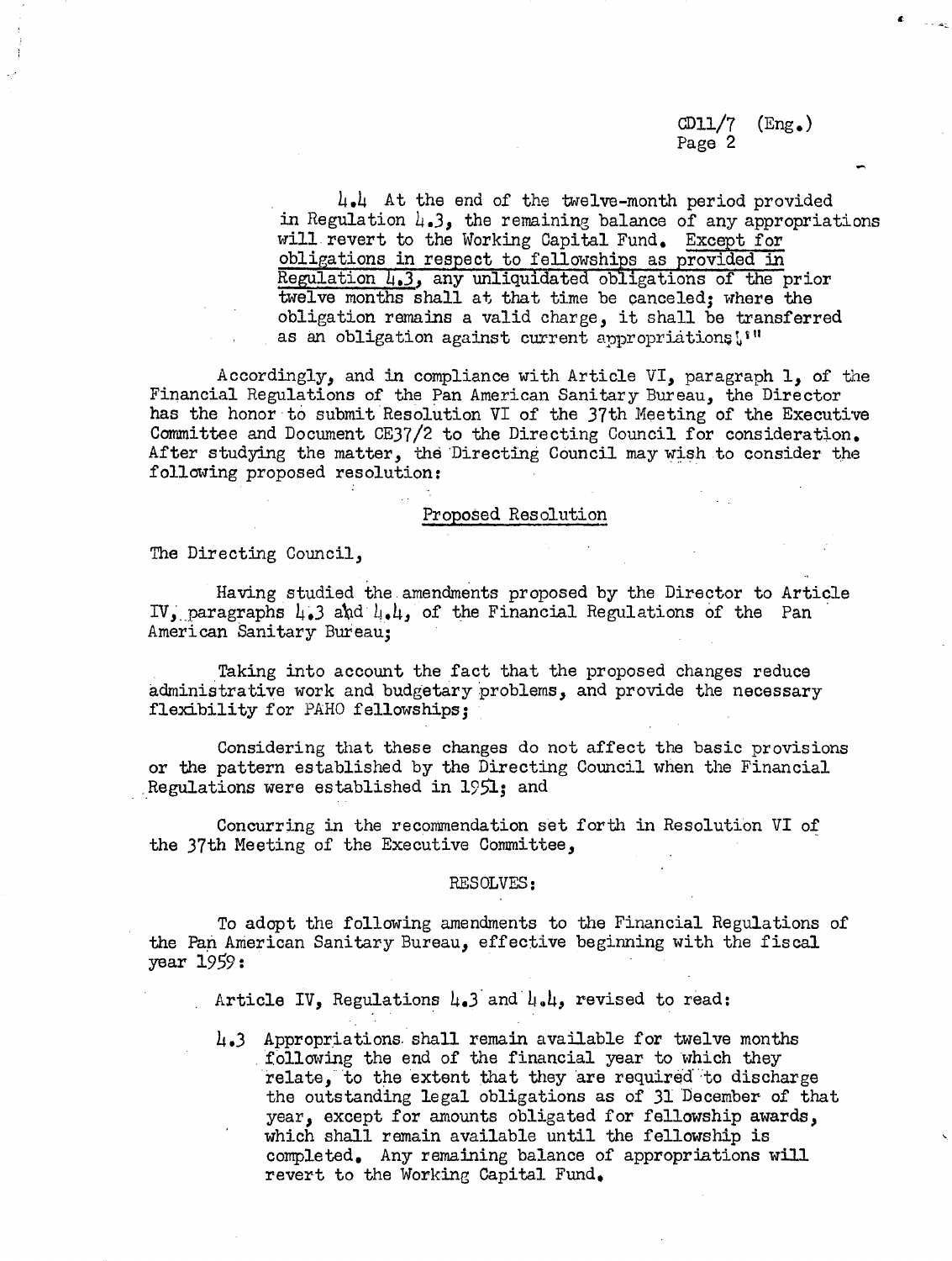4.4 At the end of the twelve-month period provided in Regulation 4.3, the remaining balance of any appropriations will revert to the Working Capital Fund. <u>Except for obligations in respect to fellowships as provided in Regulation 4.3,</u> any unliquidated obligations of the prior twelve months shall at that time be canceled; where the obligation remains a valid charge, it shall be transferred as an obligation against current appropriations."

Accordingly, and in compliance with Article VI, paragraph 1, of the Financial Regulations of the Pan American Sanitary Bureau, the Director has the honor to submit Resolution VI of the 37th Meeting of the Executive Committee and Document CE37/2 to the Directing Council for consideration. After studying the matter, the Directing Council may wish to consider the following proposed resolution:

## Proposed Resolution

The Directing Council,

Having studied the amendments proposed by the Director to Article IV, paragraphs 4.3 and 4.4, of the Financial Regulations of the Pan American Sanitary Bureau;

Taking into account the fact that the proposed changes reduce administrative work and budgetary problems, and provide the necessary flexibility for PAHO fellowships;

Considering that these changes do not affect the basic provisions or the pattern established by the Directing Council when the Financial Regulations were established in 1951; and

Concurring in the recommendation set forth in Resolution VI of the 37th Meeting of the Executive Committee,

RESOLVES:

To adopt the following amendments to the Financial Regulations of the Pan American Sanitary Bureau, effective beginning with the fiscal year 1959:

Article IV, Regulations 4.3 and 4.4, revised to read:

4.3 Appropriations shall remain available for twelve months following the end of the financial year to which they relate, to the extent that they are required to discharge the outstanding legal obligations as of 31 December of that year, except for amounts obligated for fellowship awards, which shall remain available until the fellowship is completed. Any remaining balance of appropriations will revert to the Working Capital Fund.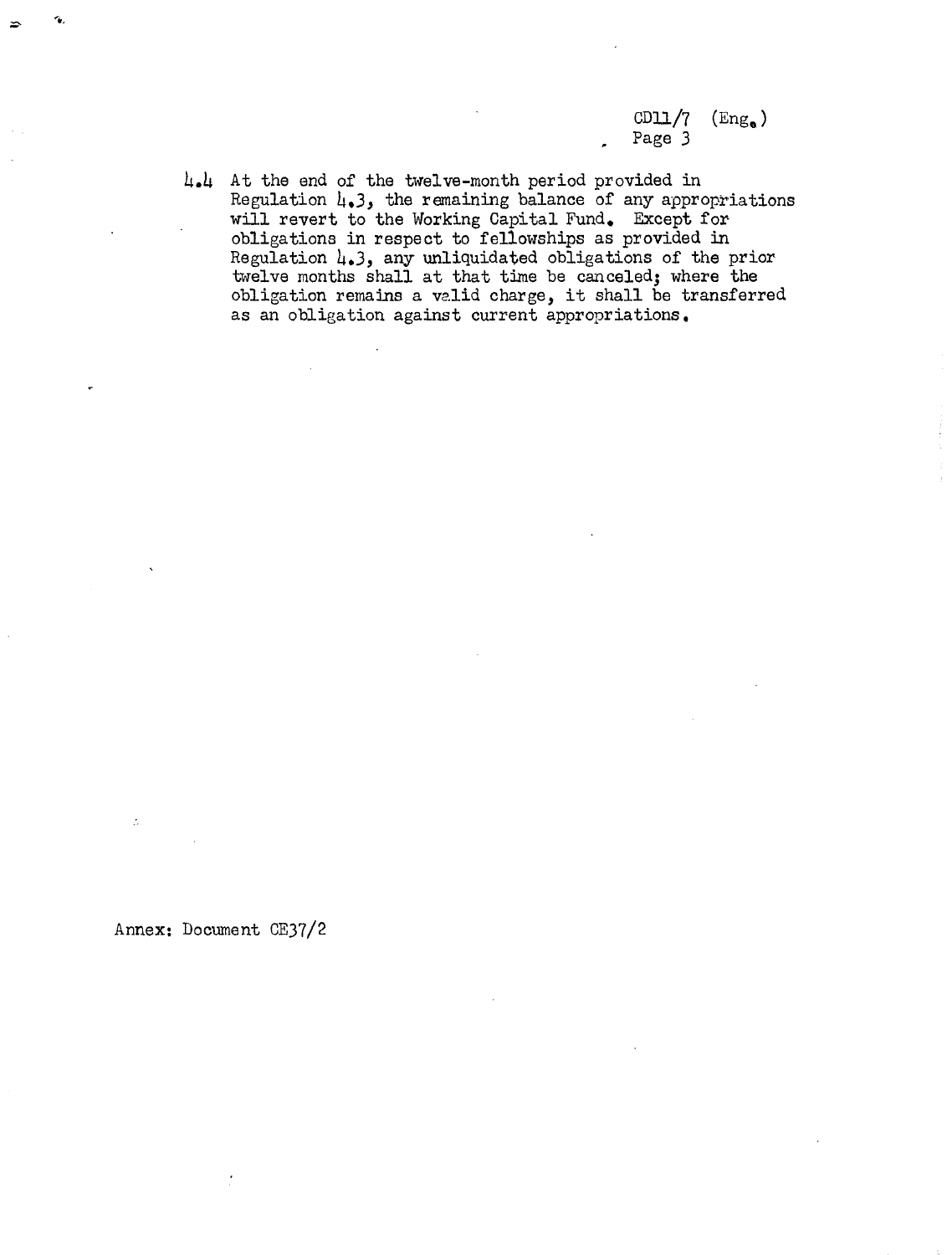4.4 At the end of the twelve-month period provided in Regulation 4.3, the remaining balance of any appropriations will revert to the Working Capital Fund. Except for obligations in respect to fellowships as provided in Regulation 4.3, any unliquidated obligations of the prior twelve months shall at that time be canceled; where the obligation remains a valid charge, it shall be transferred as an obligation against current appropriations.

Annex: Document CE37/2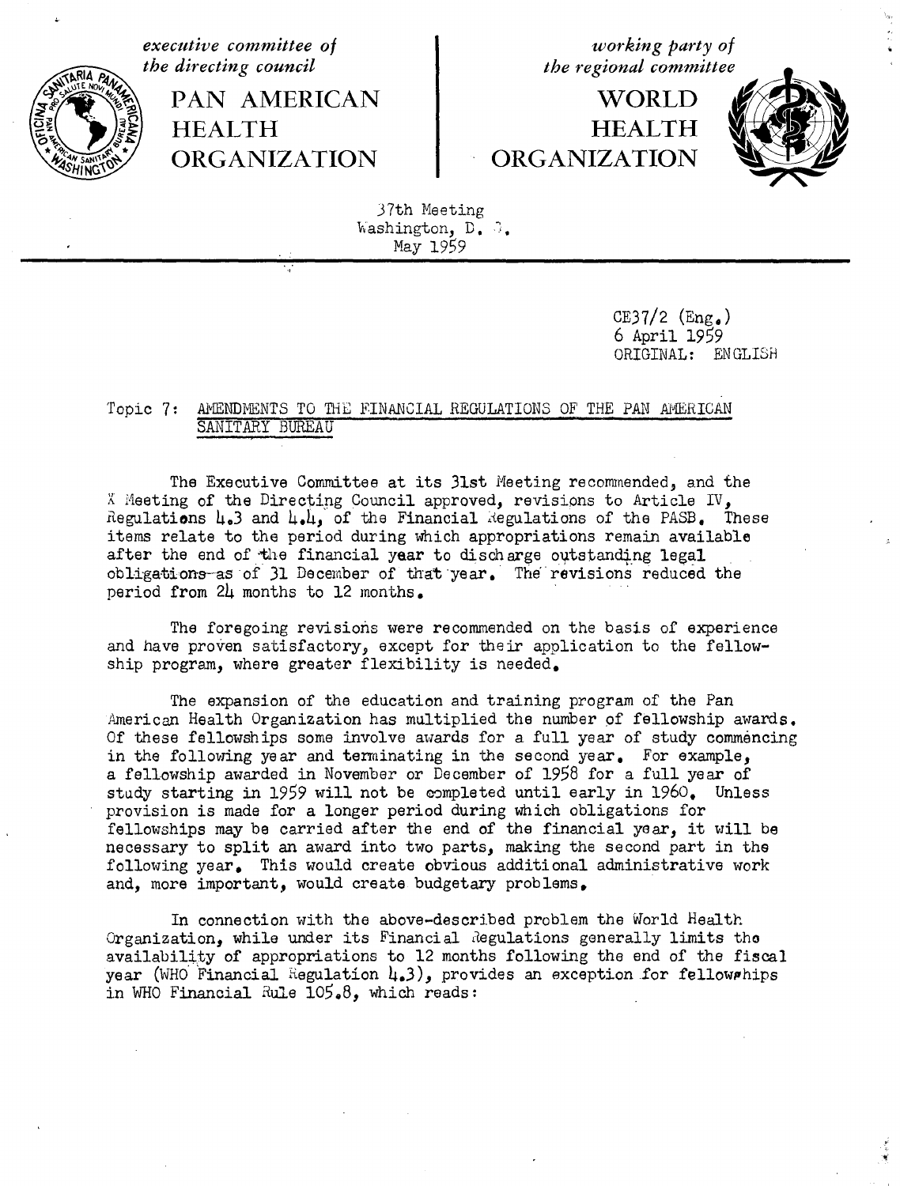executive committee of the directing council

PAN AMERICAN HEALTH ORGANIZATION

working party of the regional committee

WORLD HEALTH ORGANIZATION

37th Meeting
Washington, D. C.
May 1959

CE37/2 (Eng.)
6 April 1959
ORIGINAL: ENGLISH

## Topic 7: AMENDMENTS TO THE FINANCIAL REGULATIONS OF THE PAN AMERICAN SANITARY BUREAU

The Executive Committee at its 31st Meeting recommended, and the X Meeting of the Directing Council approved, revisions to Article IV, Regulations 4.3 and 4.4, of the Financial Regulations of the PASB. These items relate to the period during which appropriations remain available after the end of the financial year to discharge outstanding legal obligations as of 31 December of that year. The revisions reduced the period from 24 months to 12 months.

The foregoing revisions were recommended on the basis of experience and have proven satisfactory, except for their application to the fellowship program, where greater flexibility is needed.

The expansion of the education and training program of the Pan American Health Organization has multiplied the number of fellowship awards. Of these fellowships some involve awards for a full year of study commencing in the following year and terminating in the second year. For example, a fellowship awarded in November or December of 1958 for a full year of study starting in 1959 will not be completed until early in 1960. Unless provision is made for a longer period during which obligations for fellowships may be carried after the end of the financial year, it will be necessary to split an award into two parts, making the second part in the following year. This would create obvious additional administrative work and, more important, would create budgetary problems.

In connection with the above-described problem the World Health Organization, while under its Financial Regulations generally limits the availability of appropriations to 12 months following the end of the fiscal year (WHO Financial Regulation 4.3), provides an exception for fellowships in WHO Financial Rule 105.8, which reads: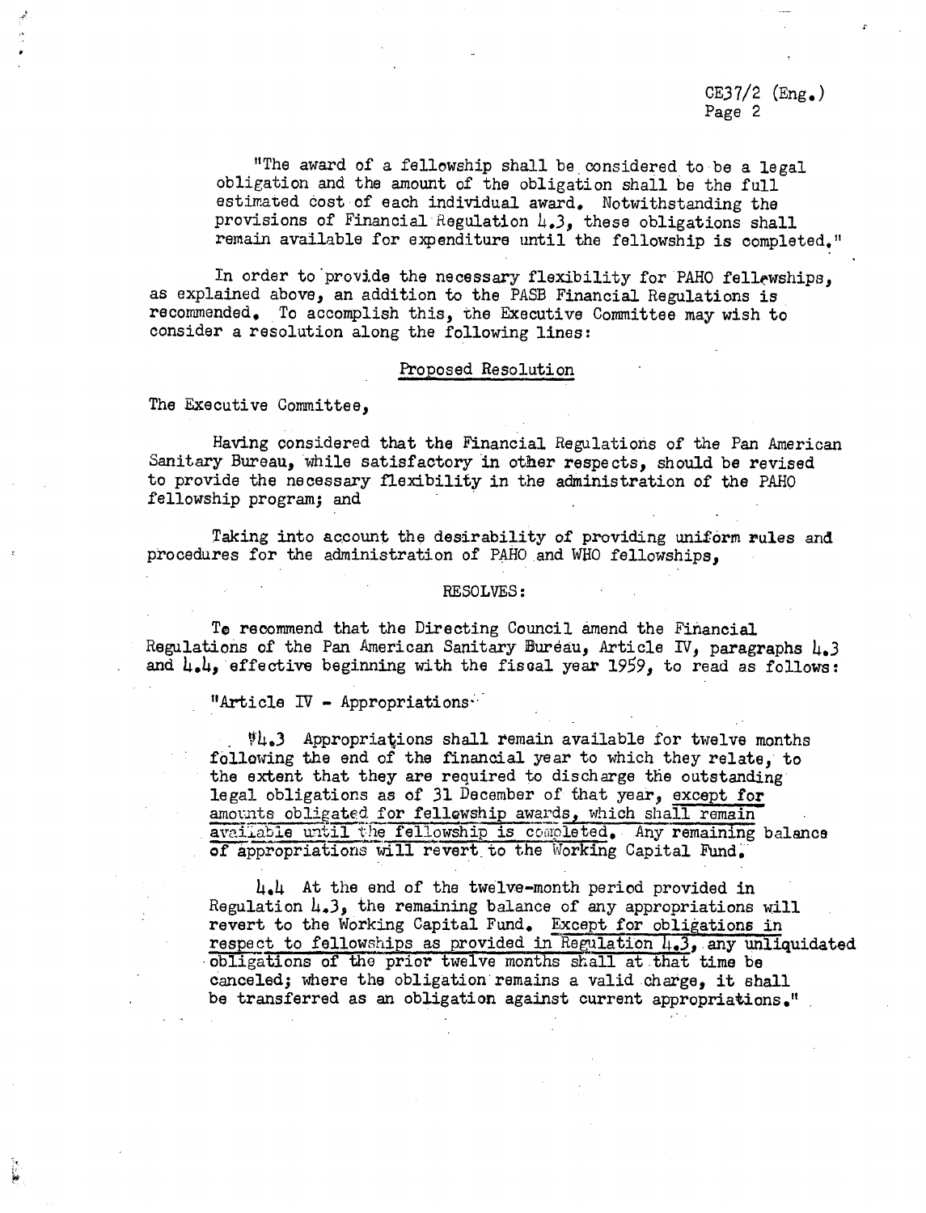"The award of a fellowship shall be considered to be a legal obligation and the amount of the obligation shall be the full estimated cost of each individual award. Notwithstanding the provisions of Financial Regulation 4.3, these obligations shall remain available for expenditure until the fellowship is completed."

In order to provide the necessary flexibility for PAHO fellowships, as explained above, an addition to the PASB Financial Regulations is recommended. To accomplish this, the Executive Committee may wish to consider a resolution along the following lines:

## Proposed Resolution

The Executive Committee,

Having considered that the Financial Regulations of the Pan American Sanitary Bureau, while satisfactory in other respects, should be revised to provide the necessary flexibility in the administration of the PAHO fellowship program; and

Taking into account the desirability of providing uniform rules and procedures for the administration of PAHO and WHO fellowships,

RESOLVES:

To recommend that the Directing Council amend the Financial Regulations of the Pan American Sanitary Bureau, Article IV, paragraphs 4.3 and 4.4, effective beginning with the fiscal year 1959, to read as follows:

"Article IV - Appropriations

"4.3 Appropriations shall remain available for twelve months following the end of the financial year to which they relate, to the extent that they are required to discharge the outstanding legal obligations as of 31 December of that year, <u>except for amounts obligated for fellowship awards, which shall remain available until the fellowship is completed.</u> Any remaining balance of appropriations will revert to the Working Capital Fund.

4.4 At the end of the twelve-month period provided in Regulation 4.3, the remaining balance of any appropriations will revert to the Working Capital Fund. <u>Except for obligations in respect to fellowships as provided in Regulation 4.3,</u> any unliquidated obligations of the prior twelve months shall at that time be canceled; where the obligation remains a valid charge, it shall be transferred as an obligation against current appropriations."